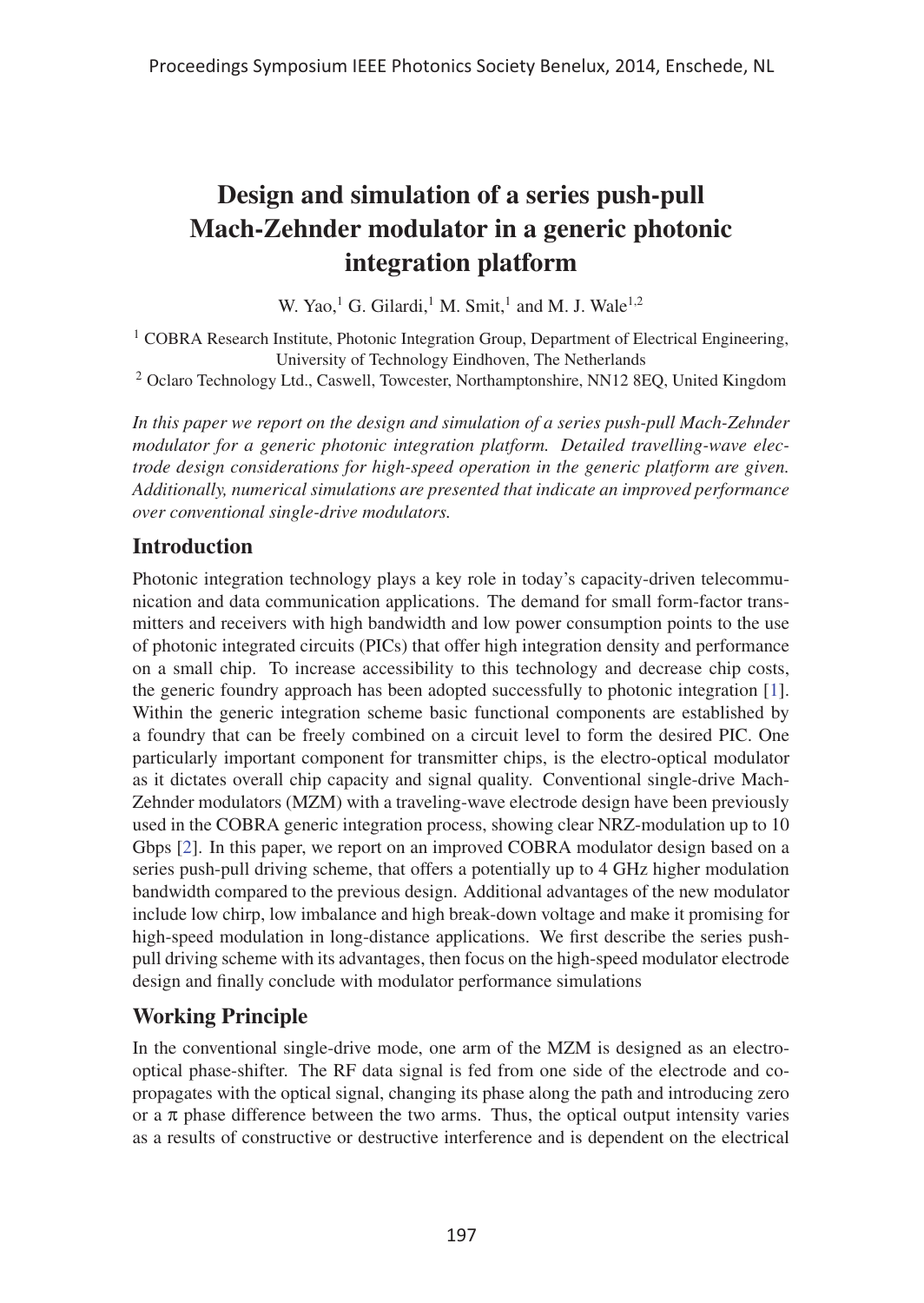# Design and simulation of a series push-pull Mach-Zehnder modulator in a generic photonic integration platform

W. Yao,[1] G. Gilardi,[1] M. Smit,[1] and M. J. Wale[1,2]

[1] COBRA Research Institute, Photonic Integration Group, Department of Electrical Engineering, University of Technology Eindhoven, The Netherlands
[2] Oclaro Technology Ltd., Caswell, Towcester, Northamptonshire, NN12 8EQ, United Kingdom

*In this paper we report on the design and simulation of a series push-pull Mach-Zehnder modulator for a generic photonic integration platform. Detailed travelling-wave electrode design considerations for high-speed operation in the generic platform are given. Additionally, numerical simulations are presented that indicate an improved performance over conventional single-drive modulators.*

## Introduction

Photonic integration technology plays a key role in today's capacity-driven telecommunication and data communication applications. The demand for small form-factor transmitters and receivers with high bandwidth and low power consumption points to the use of photonic integrated circuits (PICs) that offer high integration density and performance on a small chip. To increase accessibility to this technology and decrease chip costs, the generic foundry approach has been adopted successfully to photonic integration [1]. Within the generic integration scheme basic functional components are established by a foundry that can be freely combined on a circuit level to form the desired PIC. One particularly important component for transmitter chips, is the electro-optical modulator as it dictates overall chip capacity and signal quality. Conventional single-drive Mach-Zehnder modulators (MZM) with a traveling-wave electrode design have been previously used in the COBRA generic integration process, showing clear NRZ-modulation up to 10 Gbps [2]. In this paper, we report on an improved COBRA modulator design based on a series push-pull driving scheme, that offers a potentially up to 4 GHz higher modulation bandwidth compared to the previous design. Additional advantages of the new modulator include low chirp, low imbalance and high break-down voltage and make it promising for high-speed modulation in long-distance applications. We first describe the series push-pull driving scheme with its advantages, then focus on the high-speed modulator electrode design and finally conclude with modulator performance simulations

## Working Principle

In the conventional single-drive mode, one arm of the MZM is designed as an electro-optical phase-shifter. The RF data signal is fed from one side of the electrode and co-propagates with the optical signal, changing its phase along the path and introducing zero or a $\pi$ phase difference between the two arms. Thus, the optical output intensity varies as a results of constructive or destructive interference and is dependent on the electrical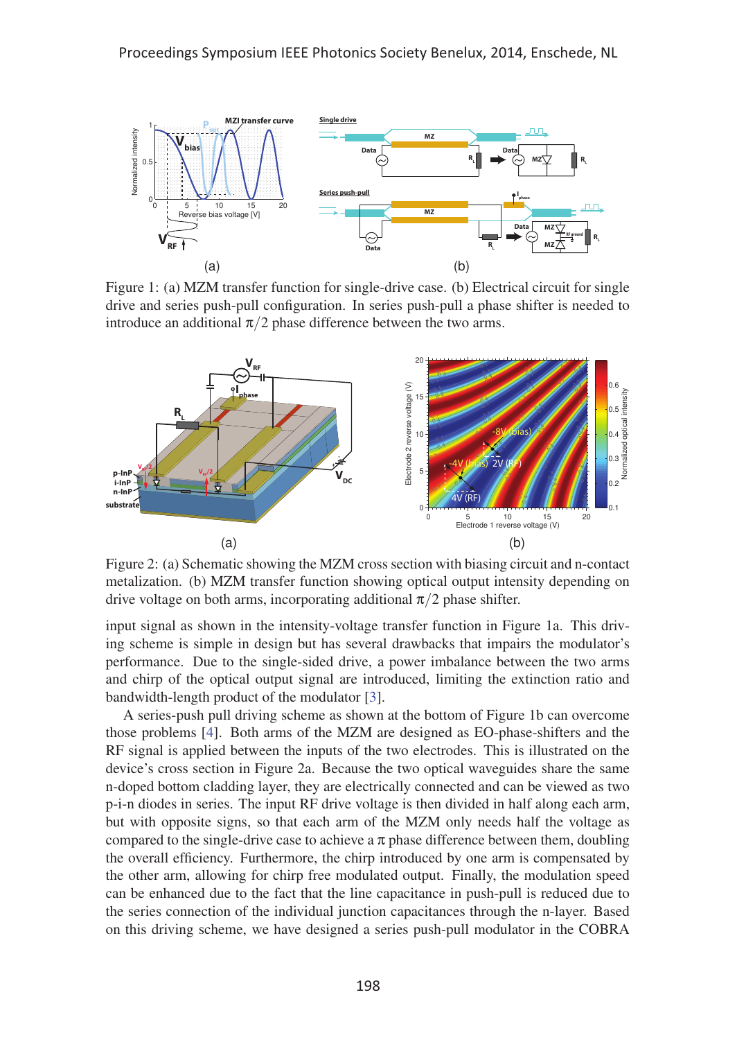Figure 1: (a) MZM transfer function for single-drive case. (b) Electrical circuit for single drive and series push-pull configuration. In series push-pull a phase shifter is needed to introduce an additional $\pi/2$ phase difference between the two arms.

Figure 2: (a) Schematic showing the MZM cross section with biasing circuit and n-contact metalization. (b) MZM transfer function showing optical output intensity depending on drive voltage on both arms, incorporating additional $\pi/2$ phase shifter.

input signal as shown in the intensity-voltage transfer function in Figure 1a. This driving scheme is simple in design but has several drawbacks that impairs the modulator's performance. Due to the single-sided drive, a power imbalance between the two arms and chirp of the optical output signal are introduced, limiting the extinction ratio and bandwidth-length product of the modulator [3].

A series-push pull driving scheme as shown at the bottom of Figure 1b can overcome those problems [4]. Both arms of the MZM are designed as EO-phase-shifters and the RF signal is applied between the inputs of the two electrodes. This is illustrated on the device's cross section in Figure 2a. Because the two optical waveguides share the same n-doped bottom cladding layer, they are electrically connected and can be viewed as two p-i-n diodes in series. The input RF drive voltage is then divided in half along each arm, but with opposite signs, so that each arm of the MZM only needs half the voltage as compared to the single-drive case to achieve a $\pi$ phase difference between them, doubling the overall efficiency. Furthermore, the chirp introduced by one arm is compensated by the other arm, allowing for chirp free modulated output. Finally, the modulation speed can be enhanced due to the fact that the line capacitance in push-pull is reduced due to the series connection of the individual junction capacitances through the n-layer. Based on this driving scheme, we have designed a series push-pull modulator in the COBRA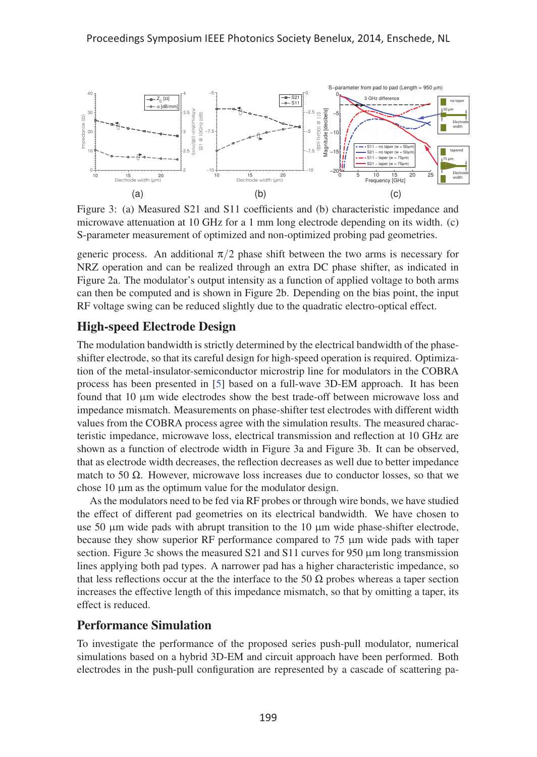Figure 3: (a) Measured S21 and S11 coefficients and (b) characteristic impedance and microwave attenuation at 10 GHz for a 1 mm long electrode depending on its width. (c) S-parameter measurement of optimized and non-optimized probing pad geometries.

generic process. An additional $\pi/2$ phase shift between the two arms is necessary for NRZ operation and can be realized through an extra DC phase shifter, as indicated in Figure 2a. The modulator's output intensity as a function of applied voltage to both arms can then be computed and is shown in Figure 2b. Depending on the bias point, the input RF voltage swing can be reduced slightly due to the quadratic electro-optical effect.

## High-speed Electrode Design

The modulation bandwidth is strictly determined by the electrical bandwidth of the phase-shifter electrode, so that its careful design for high-speed operation is required. Optimization of the metal-insulator-semiconductor microstrip line for modulators in the COBRA process has been presented in [5] based on a full-wave 3D-EM approach. It has been found that 10 µm wide electrodes show the best trade-off between microwave loss and impedance mismatch. Measurements on phase-shifter test electrodes with different width values from the COBRA process agree with the simulation results. The measured characteristic impedance, microwave loss, electrical transmission and reflection at 10 GHz are shown as a function of electrode width in Figure 3a and Figure 3b. It can be observed, that as electrode width decreases, the reflection decreases as well due to better impedance match to 50 Ω. However, microwave loss increases due to conductor losses, so that we chose 10 µm as the optimum value for the modulator design.

As the modulators need to be fed via RF probes or through wire bonds, we have studied the effect of different pad geometries on its electrical bandwidth. We have chosen to use 50 µm wide pads with abrupt transition to the 10 µm wide phase-shifter electrode, because they show superior RF performance compared to 75 µm wide pads with taper section. Figure 3c shows the measured S21 and S11 curves for 950 µm long transmission lines applying both pad types. A narrower pad has a higher characteristic impedance, so that less reflections occur at the the interface to the 50 Ω probes whereas a taper section increases the effective length of this impedance mismatch, so that by omitting a taper, its effect is reduced.

## Performance Simulation

To investigate the performance of the proposed series push-pull modulator, numerical simulations based on a hybrid 3D-EM and circuit approach have been performed. Both electrodes in the push-pull configuration are represented by a cascade of scattering pa-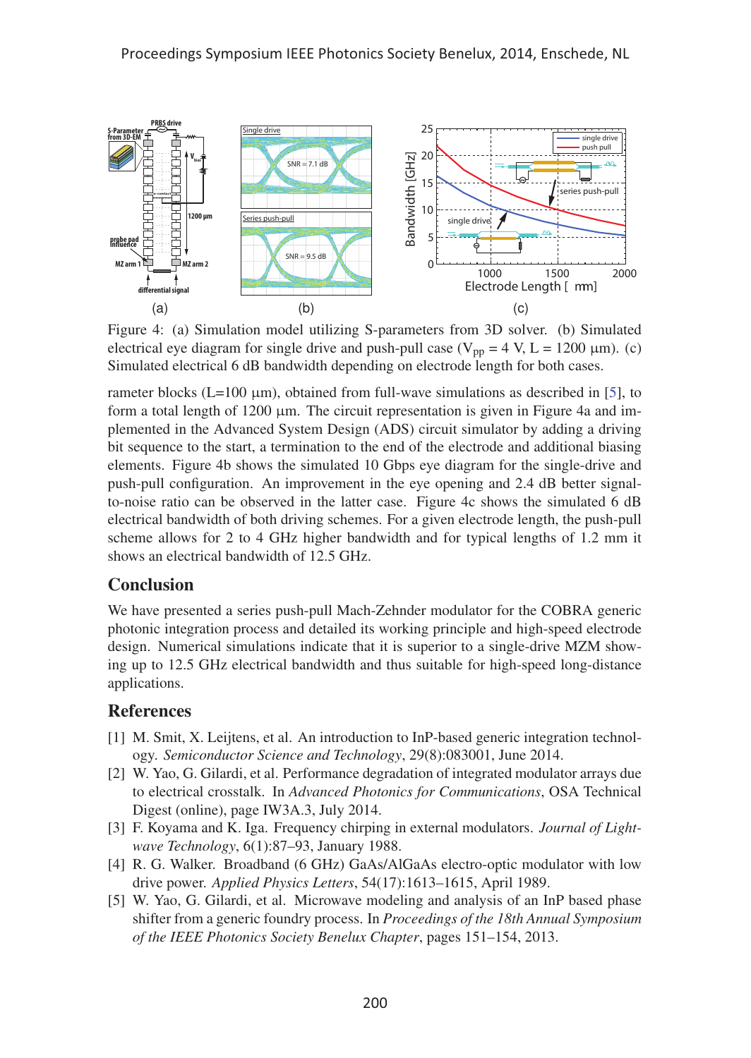S-Parameter from 3D-EM

PRBS drive

$V_{bias}$

1200 µm

probe pad influence

MZ arm 1

MZ arm 2

differential signal

(a)

Single drive

SNR = 7.1 dB

Series push-pull

SNR = 9.5 dB

(b)

Bandwidth [GHz]

25

20

15

10

5

0

1000

1500

2000

Electrode Length [ µm]

single drive

push pull

series push-pull

single drive

(c)

Figure 4: (a) Simulation model utilizing S-parameters from 3D solver. (b) Simulated electrical eye diagram for single drive and push-pull case ($V_{pp}$ = 4 V, L = 1200 µm). (c) Simulated electrical 6 dB bandwidth depending on electrode length for both cases.

rameter blocks (L=100 µm), obtained from full-wave simulations as described in [5], to form a total length of 1200 µm. The circuit representation is given in Figure 4a and implemented in the Advanced System Design (ADS) circuit simulator by adding a driving bit sequence to the start, a termination to the end of the electrode and additional biasing elements. Figure 4b shows the simulated 10 Gbps eye diagram for the single-drive and push-pull configuration. An improvement in the eye opening and 2.4 dB better signal-to-noise ratio can be observed in the latter case. Figure 4c shows the simulated 6 dB electrical bandwidth of both driving schemes. For a given electrode length, the push-pull scheme allows for 2 to 4 GHz higher bandwidth and for typical lengths of 1.2 mm it shows an electrical bandwidth of 12.5 GHz.

## Conclusion

We have presented a series push-pull Mach-Zehnder modulator for the COBRA generic photonic integration process and detailed its working principle and high-speed electrode design. Numerical simulations indicate that it is superior to a single-drive MZM showing up to 12.5 GHz electrical bandwidth and thus suitable for high-speed long-distance applications.

## References

[1] M. Smit, X. Leijtens, et al. An introduction to InP-based generic integration technology. *Semiconductor Science and Technology*, 29(8):083001, June 2014.

[2] W. Yao, G. Gilardi, et al. Performance degradation of integrated modulator arrays due to electrical crosstalk. In *Advanced Photonics for Communications*, OSA Technical Digest (online), page IW3A.3, July 2014.

[3] F. Koyama and K. Iga. Frequency chirping in external modulators. *Journal of Lightwave Technology*, 6(1):87–93, January 1988.

[4] R. G. Walker. Broadband (6 GHz) GaAs/AlGaAs electro-optic modulator with low drive power. *Applied Physics Letters*, 54(17):1613–1615, April 1989.

[5] W. Yao, G. Gilardi, et al. Microwave modeling and analysis of an InP based phase shifter from a generic foundry process. In *Proceedings of the 18th Annual Symposium of the IEEE Photonics Society Benelux Chapter*, pages 151–154, 2013.